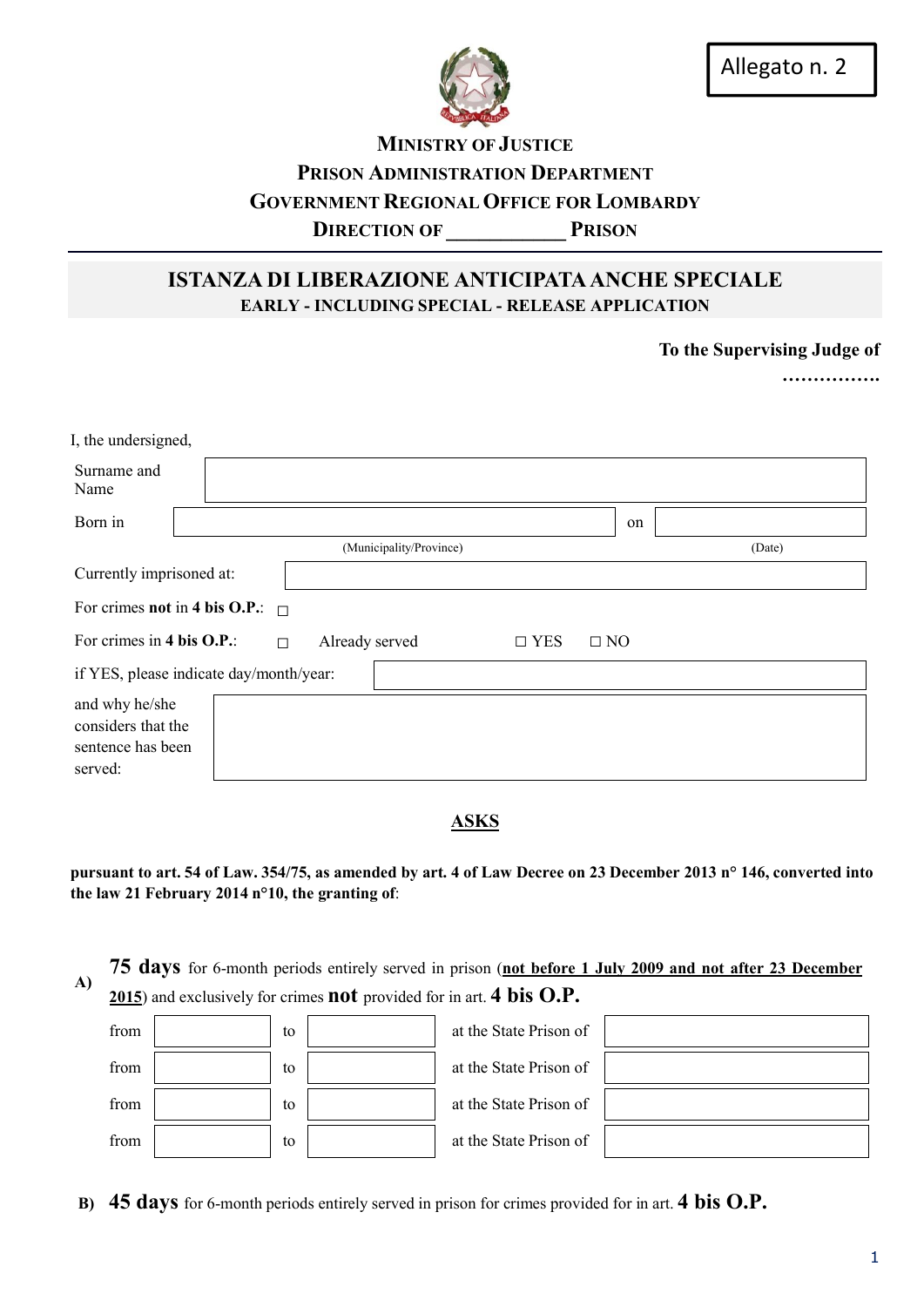Allegato n. 2

**MINISTRY OF JUSTICE**
**PRISON ADMINISTRATION DEPARTMENT**
**GOVERNMENT REGIONAL OFFICE FOR LOMBARDY**
**DIRECTION OF ____________ PRISON**

## ISTANZA DI LIBERAZIONE ANTICIPATA ANCHE SPECIALE
### EARLY - INCLUDING SPECIAL - RELEASE APPLICATION

**To the Supervising Judge of**
**…………….**

I, the undersigned,

| | | | |
|---|---|---|---|
| Surname and Name | | | |
| Born in | (Municipality/Province) | on | (Date) |
| Currently imprisoned at: | | | |

For crimes **not** in **4 bis O.P.**: ☐

For crimes in **4 bis O.P.**: ☐ Already served ☐ YES ☐ NO

if YES, please indicate day/month/year: ____________

and why he/she considers that the sentence has been served: ____________

**ASKS**

**pursuant to art. 54 of Law. 354/75, as amended by art. 4 of Law Decree on 23 December 2013 n° 146, converted into the law 21 February 2014 n°10, the granting of**:

**A)** **75 days** for 6-month periods entirely served in prison (**not before 1 July 2009 and not after 23 December 2015**) and exclusively for crimes **not** provided for in art. **4 bis O.P.**

| from | | to | | at the State Prison of | |
|---|---|---|---|---|---|
| from | | to | | at the State Prison of | |
| from | | to | | at the State Prison of | |
| from | | to | | at the State Prison of | |

**B)** **45 days** for 6-month periods entirely served in prison for crimes provided for in art. **4 bis O.P.**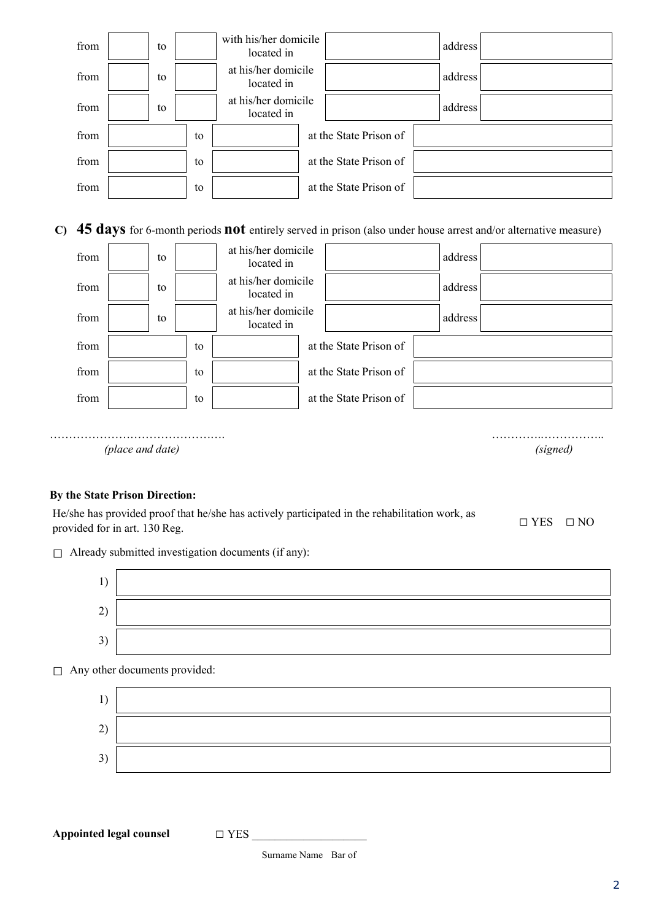| | | | | | | | |
|---|---|---|---|---|---|---|---|
| from | | to | | with his/her domicile located in | | address | |
| from | | to | | at his/her domicile located in | | address | |
| from | | to | | at his/her domicile located in | | address | |

| | | | | | |
|---|---|---|---|---|---|
| from | | to | | at the State Prison of | |
| from | | to | | at the State Prison of | |
| from | | to | | at the State Prison of | |

**C) 45 days** for 6-month periods **not** entirely served in prison (also under house arrest and/or alternative measure)

| | | | | | | | |
|---|---|---|---|---|---|---|---|
| from | | to | | at his/her domicile located in | | address | |
| from | | to | | at his/her domicile located in | | address | |
| from | | to | | at his/her domicile located in | | address | |

| | | | | | |
|---|---|---|---|---|---|
| from | | to | | at the State Prison of | |
| from | | to | | at the State Prison of | |
| from | | to | | at the State Prison of | |

……………………………………….
*(place and date)*

………….……………..
*(signed)*

**By the State Prison Direction:**

He/she has provided proof that he/she has actively participated in the rehabilitation work, as provided for in art. 130 Reg. ☐ YES ☐ NO

☐ Already submitted investigation documents (if any):

1)

2)

3)

☐ Any other documents provided:

1)

2)

3)

**Appointed legal counsel** ☐ YES ____________________

Surname Name Bar of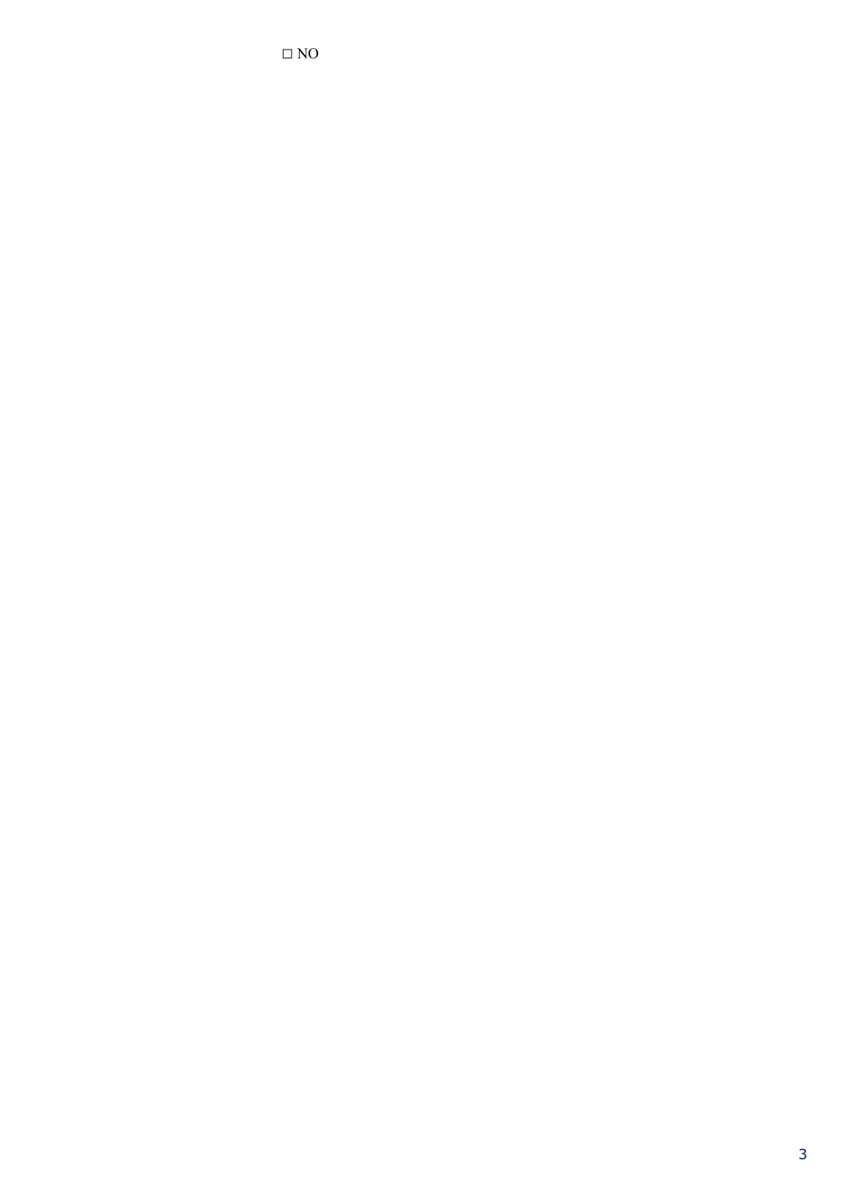□ NO